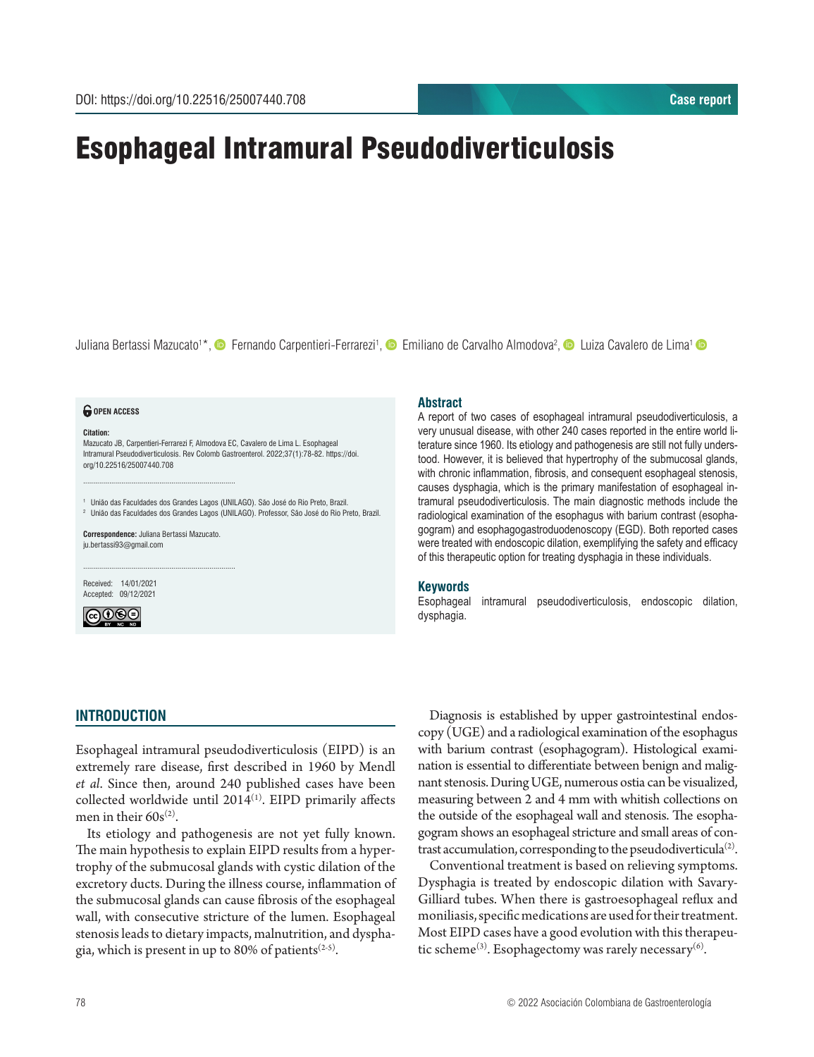DOI: https://doi.org/10.22516/25007440.708

Case report

# Esophageal Intramural Pseudodiverticulosis

Juliana Bertassi Mazucato[1]*, Fernando Carpentieri-Ferrarezi[1], Emiliano de Carvalho Almodova[2], Luiza Cavalero de Lima[1]

**OPEN ACCESS**

**Citation:**
Mazucato JB, Carpentieri-Ferrarezi F, Almodova EC, Cavalero de Lima L. Esophageal Intramural Pseudodiverticulosis. Rev Colomb Gastroenterol. 2022;37(1):78-82. https://doi.org/10.22516/25007440.708

[1] União das Faculdades dos Grandes Lagos (UNILAGO). São José do Rio Preto, Brazil.
[2] União das Faculdades dos Grandes Lagos (UNILAGO). Professor, São José do Rio Preto, Brazil.

**Correspondence:** Juliana Bertassi Mazucato. ju.bertassi93@gmail.com

Received: 14/01/2021
Accepted: 09/12/2021

## Abstract

A report of two cases of esophageal intramural pseudodiverticulosis, a very unusual disease, with other 240 cases reported in the entire world literature since 1960. Its etiology and pathogenesis are still not fully understood. However, it is believed that hypertrophy of the submucosal glands, with chronic inflammation, fibrosis, and consequent esophageal stenosis, causes dysphagia, which is the primary manifestation of esophageal intramural pseudodiverticulosis. The main diagnostic methods include the radiological examination of the esophagus with barium contrast (esophagogram) and esophagogastroduodenoscopy (EGD). Both reported cases were treated with endoscopic dilation, exemplifying the safety and efficacy of this therapeutic option for treating dysphagia in these individuals.

## Keywords

Esophageal intramural pseudodiverticulosis, endoscopic dilation, dysphagia.

## INTRODUCTION

Esophageal intramural pseudodiverticulosis (EIPD) is an extremely rare disease, first described in 1960 by Mendl *et al*. Since then, around 240 published cases have been collected worldwide until 2014[1]. EIPD primarily affects men in their 60s[2].

Its etiology and pathogenesis are not yet fully known. The main hypothesis to explain EIPD results from a hypertrophy of the submucosal glands with cystic dilation of the excretory ducts. During the illness course, inflammation of the submucosal glands can cause fibrosis of the esophageal wall, with consecutive stricture of the lumen. Esophageal stenosis leads to dietary impacts, malnutrition, and dysphagia, which is present in up to 80% of patients[2-5].

Diagnosis is established by upper gastrointestinal endoscopy (UGE) and a radiological examination of the esophagus with barium contrast (esophagogram). Histological examination is essential to differentiate between benign and malignant stenosis. During UGE, numerous ostia can be visualized, measuring between 2 and 4 mm with whitish collections on the outside of the esophageal wall and stenosis. The esophagogram shows an esophageal stricture and small areas of contrast accumulation, corresponding to the pseudodiverticula[2].

Conventional treatment is based on relieving symptoms. Dysphagia is treated by endoscopic dilation with Savary-Gilliard tubes. When there is gastroesophageal reflux and moniliasis, specific medications are used for their treatment. Most EIPD cases have a good evolution with this therapeutic scheme[3]. Esophagectomy was rarely necessary[6].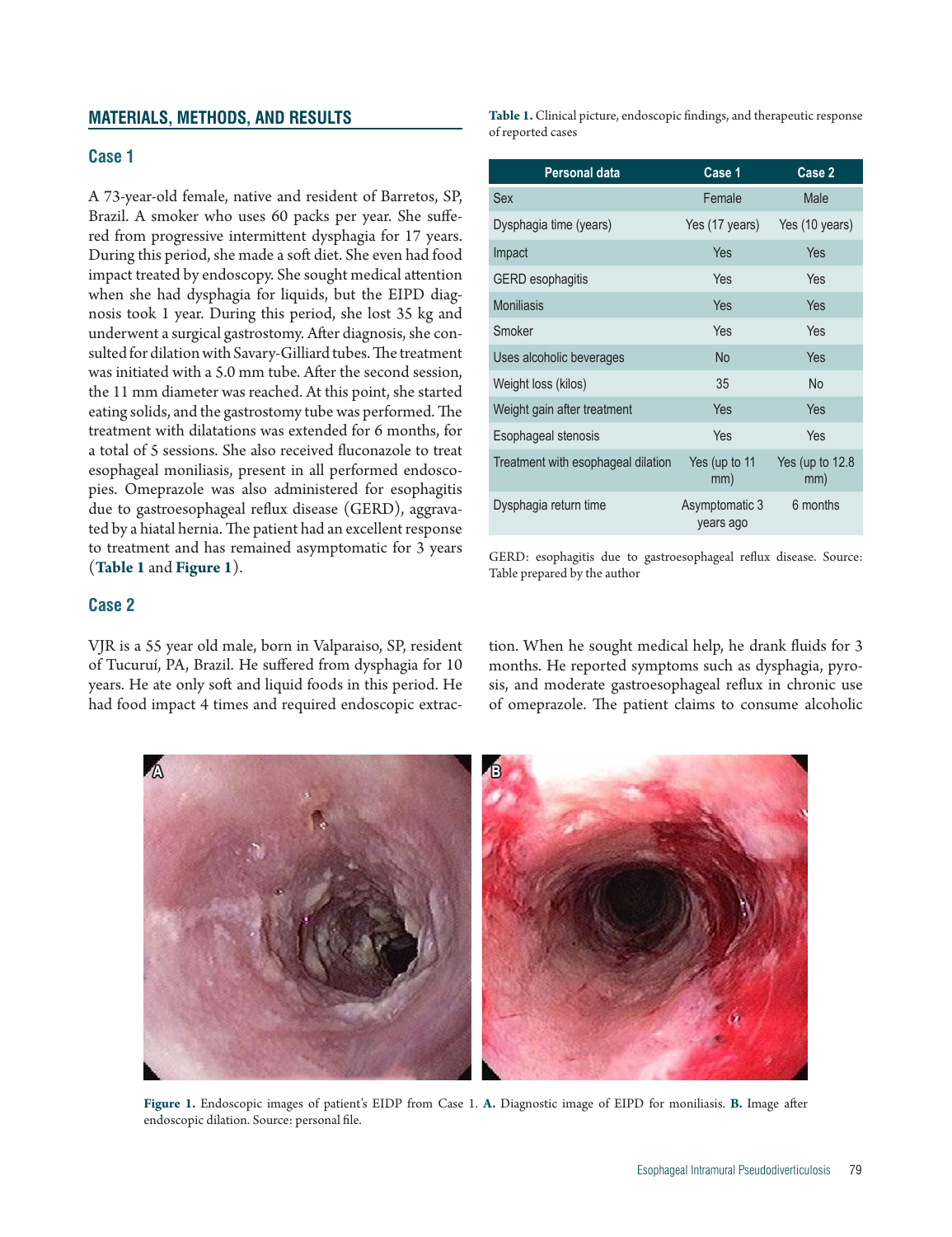## MATERIALS, METHODS, AND RESULTS

### Case 1

A 73-year-old female, native and resident of Barretos, SP, Brazil. A smoker who uses 60 packs per year. She suffered from progressive intermittent dysphagia for 17 years. During this period, she made a soft diet. She even had food impact treated by endoscopy. She sought medical attention when she had dysphagia for liquids, but the EIPD diagnosis took 1 year. During this period, she lost 35 kg and underwent a surgical gastrostomy. After diagnosis, she consulted for dilation with Savary-Gilliard tubes. The treatment was initiated with a 5.0 mm tube. After the second session, the 11 mm diameter was reached. At this point, she started eating solids, and the gastrostomy tube was performed. The treatment with dilatations was extended for 6 months, for a total of 5 sessions. She also received fluconazole to treat esophageal moniliasis, present in all performed endoscopies. Omeprazole was also administered for esophagitis due to gastroesophageal reflux disease (GERD), aggravated by a hiatal hernia. The patient had an excellent response to treatment and has remained asymptomatic for 3 years (**Table 1** and **Figure 1**).

### Case 2

VJR is a 55 year old male, born in Valparaiso, SP, resident of Tucuruí, PA, Brazil. He suffered from dysphagia for 10 years. He ate only soft and liquid foods in this period. He had food impact 4 times and required endoscopic extraction. When he sought medical help, he drank fluids for 3 months. He reported symptoms such as dysphagia, pyrosis, and moderate gastroesophageal reflux in chronic use of omeprazole. The patient claims to consume alcoholic

**Table 1.** Clinical picture, endoscopic findings, and therapeutic response of reported cases

| Personal data | Case 1 | Case 2 |
|---|---|---|
| Sex | Female | Male |
| Dysphagia time (years) | Yes (17 years) | Yes (10 years) |
| Impact | Yes | Yes |
| GERD esophagitis | Yes | Yes |
| Moniliasis | Yes | Yes |
| Smoker | Yes | Yes |
| Uses alcoholic beverages | No | Yes |
| Weight loss (kilos) | 35 | No |
| Weight gain after treatment | Yes | Yes |
| Esophageal stenosis | Yes | Yes |
| Treatment with esophageal dilation | Yes (up to 11 mm) | Yes (up to 12.8 mm) |
| Dysphagia return time | Asymptomatic 3 years ago | 6 months |

GERD: esophagitis due to gastroesophageal reflux disease. Source: Table prepared by the author

**Figure 1.** Endoscopic images of patient's EIDP from Case 1. **A.** Diagnostic image of EIPD for moniliasis. **B.** Image after endoscopic dilation. Source: personal file.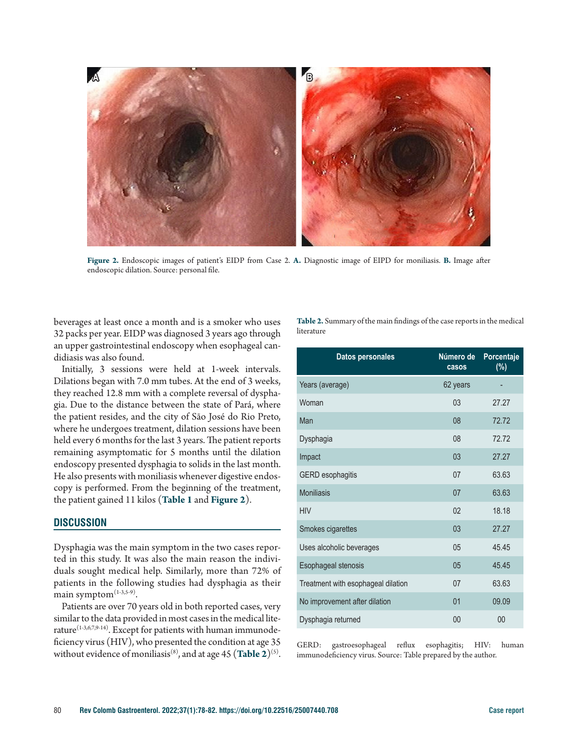Figure 2. Endoscopic images of patient's EIDP from Case 2. A. Diagnostic image of EIPD for moniliasis. B. Image after endoscopic dilation. Source: personal file.

beverages at least once a month and is a smoker who uses 32 packs per year. EIDP was diagnosed 3 years ago through an upper gastrointestinal endoscopy when esophageal candidiasis was also found.

Initially, 3 sessions were held at 1-week intervals. Dilations began with 7.0 mm tubes. At the end of 3 weeks, they reached 12.8 mm with a complete reversal of dysphagia. Due to the distance between the state of Pará, where the patient resides, and the city of São José do Rio Preto, where he undergoes treatment, dilation sessions have been held every 6 months for the last 3 years. The patient reports remaining asymptomatic for 5 months until the dilation endoscopy presented dysphagia to solids in the last month. He also presents with moniliasis whenever digestive endoscopy is performed. From the beginning of the treatment, the patient gained 11 kilos (**Table 1** and **Figure 2**).

## DISCUSSION

Dysphagia was the main symptom in the two cases reported in this study. It was also the main reason the individuals sought medical help. Similarly, more than 72% of patients in the following studies had dysphagia as their main symptom[1-3,5-9].

Patients are over 70 years old in both reported cases, very similar to the data provided in most cases in the medical literature[1-3,6,7,9-14]. Except for patients with human immunodeficiency virus (HIV), who presented the condition at age 35 without evidence of moniliasis[8], and at age 45 (**Table 2**)[5].

**Table 2.** Summary of the main findings of the case reports in the medical literature

| Datos personales | Número de casos | Porcentaje (%) |
|---|---|---|
| Years (average) | 62 years | - |
| Woman | 03 | 27.27 |
| Man | 08 | 72.72 |
| Dysphagia | 08 | 72.72 |
| Impact | 03 | 27.27 |
| GERD esophagitis | 07 | 63.63 |
| Moniliasis | 07 | 63.63 |
| HIV | 02 | 18.18 |
| Smokes cigarettes | 03 | 27.27 |
| Uses alcoholic beverages | 05 | 45.45 |
| Esophageal stenosis | 05 | 45.45 |
| Treatment with esophageal dilation | 07 | 63.63 |
| No improvement after dilation | 01 | 09.09 |
| Dysphagia returned | 00 | 00 |

GERD: gastroesophageal reflux esophagitis; HIV: human immunodeficiency virus. Source: Table prepared by the author.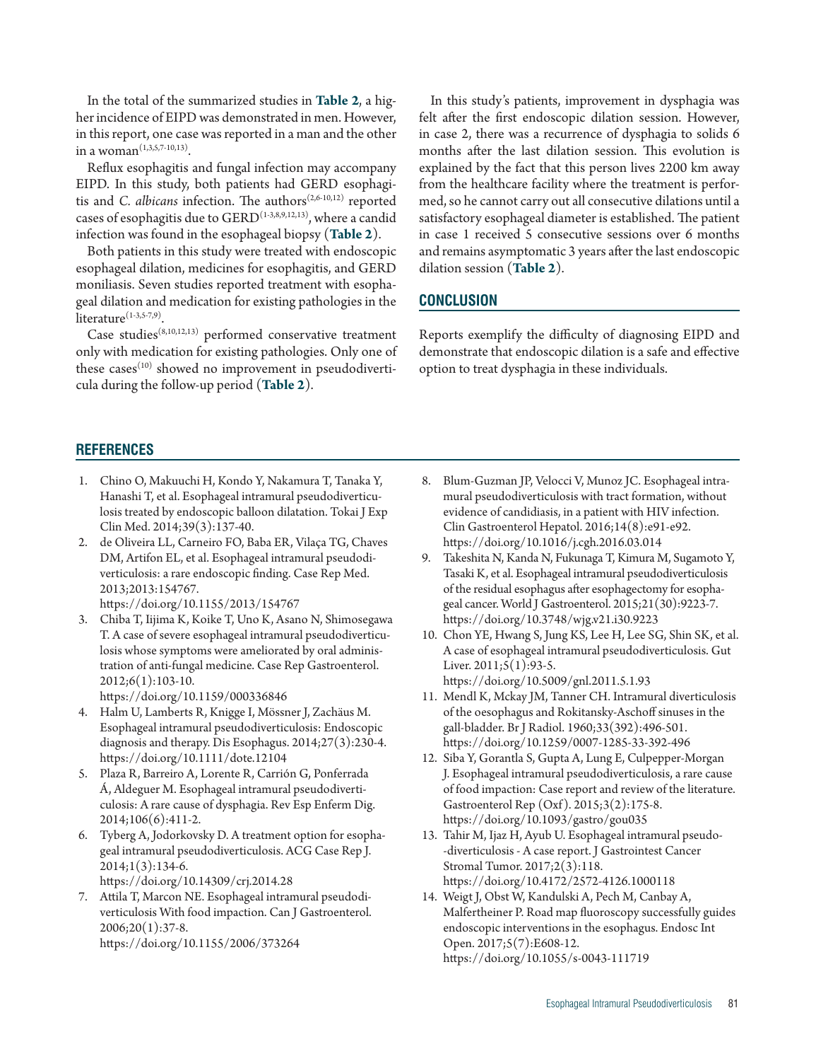In the total of the summarized studies in **Table 2**, a higher incidence of EIPD was demonstrated in men. However, in this report, one case was reported in a man and the other in a woman[1,3,5,7-10,13].

Reflux esophagitis and fungal infection may accompany EIPD. In this study, both patients had GERD esophagitis and *C. albicans* infection. The authors[2,6-10,12] reported cases of esophagitis due to GERD[1-3,8,9,12,13], where a candid infection was found in the esophageal biopsy (**Table 2**).

Both patients in this study were treated with endoscopic esophageal dilation, medicines for esophagitis, and GERD moniliasis. Seven studies reported treatment with esophageal dilation and medication for existing pathologies in the literature[1-3,5-7,9].

Case studies[8,10,12,13] performed conservative treatment only with medication for existing pathologies. Only one of these cases[10] showed no improvement in pseudodiverticula during the follow-up period (**Table 2**).

In this study's patients, improvement in dysphagia was felt after the first endoscopic dilation session. However, in case 2, there was a recurrence of dysphagia to solids 6 months after the last dilation session. This evolution is explained by the fact that this person lives 2200 km away from the healthcare facility where the treatment is performed, so he cannot carry out all consecutive dilations until a satisfactory esophageal diameter is established. The patient in case 1 received 5 consecutive sessions over 6 months and remains asymptomatic 3 years after the last endoscopic dilation session (**Table 2**).

## CONCLUSION

Reports exemplify the difficulty of diagnosing EIPD and demonstrate that endoscopic dilation is a safe and effective option to treat dysphagia in these individuals.

## REFERENCES

1. Chino O, Makuuchi H, Kondo Y, Nakamura T, Tanaka Y, Hanashi T, et al. Esophageal intramural pseudodiverticulosis treated by endoscopic balloon dilatation. Tokai J Exp Clin Med. 2014;39(3):137-40.
2. de Oliveira LL, Carneiro FO, Baba ER, Vilaça TG, Chaves DM, Artifon EL, et al. Esophageal intramural pseudodiverticulosis: a rare endoscopic finding. Case Rep Med. 2013;2013:154767. https://doi.org/10.1155/2013/154767
3. Chiba T, Iijima K, Koike T, Uno K, Asano N, Shimosegawa T. A case of severe esophageal intramural pseudodiverticulosis whose symptoms were ameliorated by oral administration of anti-fungal medicine. Case Rep Gastroenterol. 2012;6(1):103-10. https://doi.org/10.1159/000336846
4. Halm U, Lamberts R, Knigge I, Mössner J, Zachäus M. Esophageal intramural pseudodiverticulosis: Endoscopic diagnosis and therapy. Dis Esophagus. 2014;27(3):230-4. https://doi.org/10.1111/dote.12104
5. Plaza R, Barreiro A, Lorente R, Carrión G, Ponferrada Á, Aldeguer M. Esophageal intramural pseudodiverticulosis: A rare cause of dysphagia. Rev Esp Enferm Dig. 2014;106(6):411-2.
6. Tyberg A, Jodorkovsky D. A treatment option for esophageal intramural pseudodiverticulosis. ACG Case Rep J. 2014;1(3):134-6. https://doi.org/10.14309/crj.2014.28
7. Attila T, Marcon NE. Esophageal intramural pseudodiverticulosis With food impaction. Can J Gastroenterol. 2006;20(1):37-8. https://doi.org/10.1155/2006/373264
8. Blum-Guzman JP, Velocci V, Munoz JC. Esophageal intramural pseudodiverticulosis with tract formation, without evidence of candidiasis, in a patient with HIV infection. Clin Gastroenterol Hepatol. 2016;14(8):e91-e92. https://doi.org/10.1016/j.cgh.2016.03.014
9. Takeshita N, Kanda N, Fukunaga T, Kimura M, Sugamoto Y, Tasaki K, et al. Esophageal intramural pseudodiverticulosis of the residual esophagus after esophagectomy for esophageal cancer. World J Gastroenterol. 2015;21(30):9223-7. https://doi.org/10.3748/wjg.v21.i30.9223
10. Chon YE, Hwang S, Jung KS, Lee H, Lee SG, Shin SK, et al. A case of esophageal intramural pseudodiverticulosis. Gut Liver. 2011;5(1):93-5. https://doi.org/10.5009/gnl.2011.5.1.93
11. Mendl K, Mckay JM, Tanner CH. Intramural diverticulosis of the oesophagus and Rokitansky-Aschoff sinuses in the gall-bladder. Br J Radiol. 1960;33(392):496-501. https://doi.org/10.1259/0007-1285-33-392-496
12. Siba Y, Gorantla S, Gupta A, Lung E, Culpepper-Morgan J. Esophageal intramural pseudodiverticulosis, a rare cause of food impaction: Case report and review of the literature. Gastroenterol Rep (Oxf). 2015;3(2):175-8. https://doi.org/10.1093/gastro/gou035
13. Tahir M, Ijaz H, Ayub U. Esophageal intramural pseudo--diverticulosis - A case report. J Gastrointest Cancer Stromal Tumor. 2017;2(3):118. https://doi.org/10.4172/2572-4126.1000118
14. Weigt J, Obst W, Kandulski A, Pech M, Canbay A, Malfertheiner P. Road map fluoroscopy successfully guides endoscopic interventions in the esophagus. Endosc Int Open. 2017;5(7):E608-12. https://doi.org/10.1055/s-0043-111719